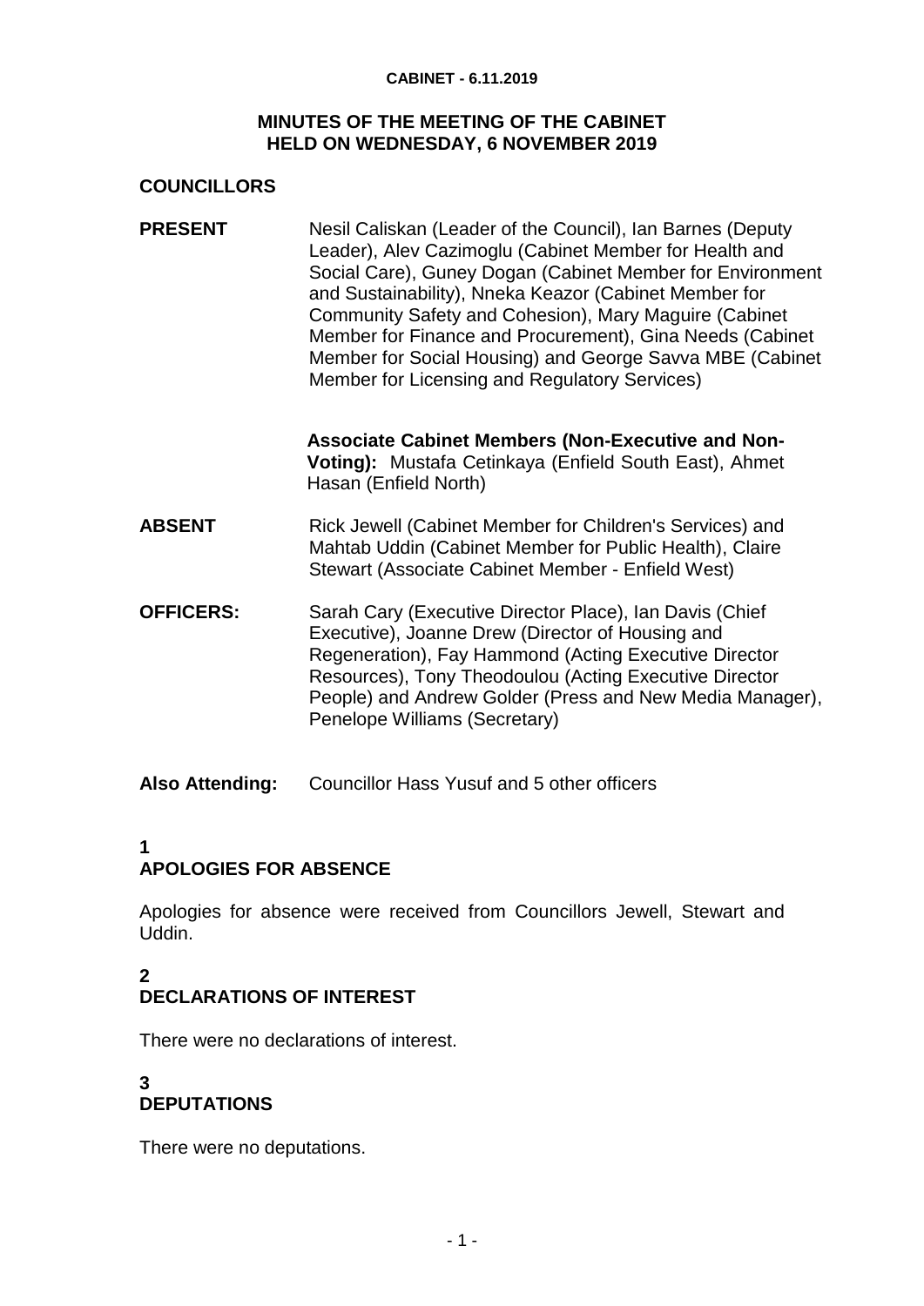# MINUTES OF THE MEETING OF THE CABINET HELD ON WEDNESDAY, 6 NOVEMBER 2019

## COUNCILLORS

| | |
|---|---|
| **PRESENT** | Nesil Caliskan (Leader of the Council), Ian Barnes (Deputy Leader), Alev Cazimoglu (Cabinet Member for Health and Social Care), Guney Dogan (Cabinet Member for Environment and Sustainability), Nneka Keazor (Cabinet Member for Community Safety and Cohesion), Mary Maguire (Cabinet Member for Finance and Procurement), Gina Needs (Cabinet Member for Social Housing) and George Savva MBE (Cabinet Member for Licensing and Regulatory Services)<br><br>**Associate Cabinet Members (Non-Executive and Non-Voting):** Mustafa Cetinkaya (Enfield South East), Ahmet Hasan (Enfield North) |
| **ABSENT** | Rick Jewell (Cabinet Member for Children's Services) and Mahtab Uddin (Cabinet Member for Public Health), Claire Stewart (Associate Cabinet Member - Enfield West) |
| **OFFICERS:** | Sarah Cary (Executive Director Place), Ian Davis (Chief Executive), Joanne Drew (Director of Housing and Regeneration), Fay Hammond (Acting Executive Director Resources), Tony Theodoulou (Acting Executive Director People) and Andrew Golder (Press and New Media Manager), Penelope Williams (Secretary) |
| **Also Attending:** | Councillor Hass Yusuf and 5 other officers |

## 1 APOLOGIES FOR ABSENCE

Apologies for absence were received from Councillors Jewell, Stewart and Uddin.

## 2 DECLARATIONS OF INTEREST

There were no declarations of interest.

## 3 DEPUTATIONS

There were no deputations.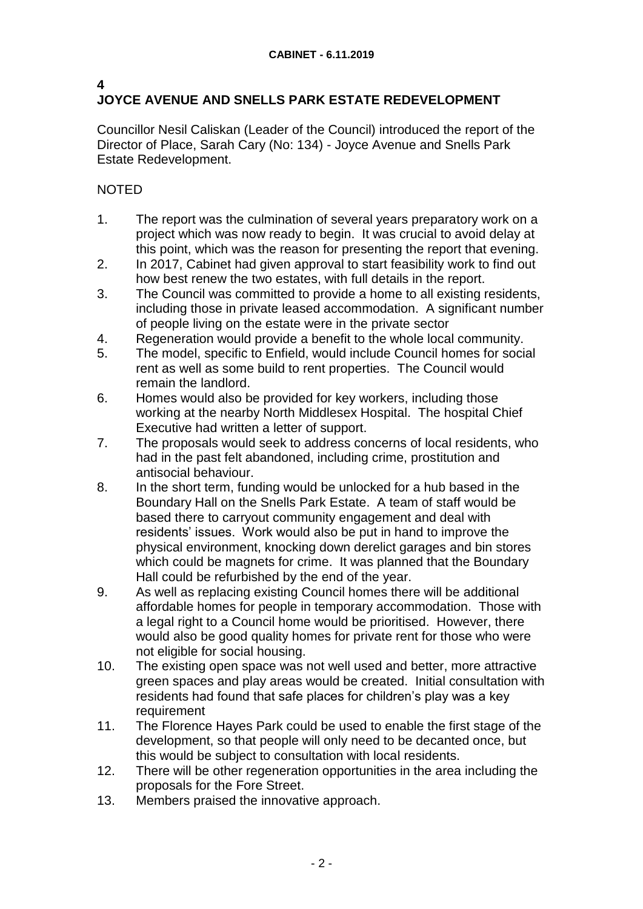## 4
## JOYCE AVENUE AND SNELLS PARK ESTATE REDEVELOPMENT

Councillor Nesil Caliskan (Leader of the Council) introduced the report of the Director of Place, Sarah Cary (No: 134) - Joyce Avenue and Snells Park Estate Redevelopment.

NOTED

1. The report was the culmination of several years preparatory work on a project which was now ready to begin. It was crucial to avoid delay at this point, which was the reason for presenting the report that evening.
2. In 2017, Cabinet had given approval to start feasibility work to find out how best renew the two estates, with full details in the report.
3. The Council was committed to provide a home to all existing residents, including those in private leased accommodation. A significant number of people living on the estate were in the private sector
4. Regeneration would provide a benefit to the whole local community.
5. The model, specific to Enfield, would include Council homes for social rent as well as some build to rent properties. The Council would remain the landlord.
6. Homes would also be provided for key workers, including those working at the nearby North Middlesex Hospital. The hospital Chief Executive had written a letter of support.
7. The proposals would seek to address concerns of local residents, who had in the past felt abandoned, including crime, prostitution and antisocial behaviour.
8. In the short term, funding would be unlocked for a hub based in the Boundary Hall on the Snells Park Estate. A team of staff would be based there to carryout community engagement and deal with residents' issues. Work would also be put in hand to improve the physical environment, knocking down derelict garages and bin stores which could be magnets for crime. It was planned that the Boundary Hall could be refurbished by the end of the year.
9. As well as replacing existing Council homes there will be additional affordable homes for people in temporary accommodation. Those with a legal right to a Council home would be prioritised. However, there would also be good quality homes for private rent for those who were not eligible for social housing.
10. The existing open space was not well used and better, more attractive green spaces and play areas would be created. Initial consultation with residents had found that safe places for children's play was a key requirement
11. The Florence Hayes Park could be used to enable the first stage of the development, so that people will only need to be decanted once, but this would be subject to consultation with local residents.
12. There will be other regeneration opportunities in the area including the proposals for the Fore Street.
13. Members praised the innovative approach.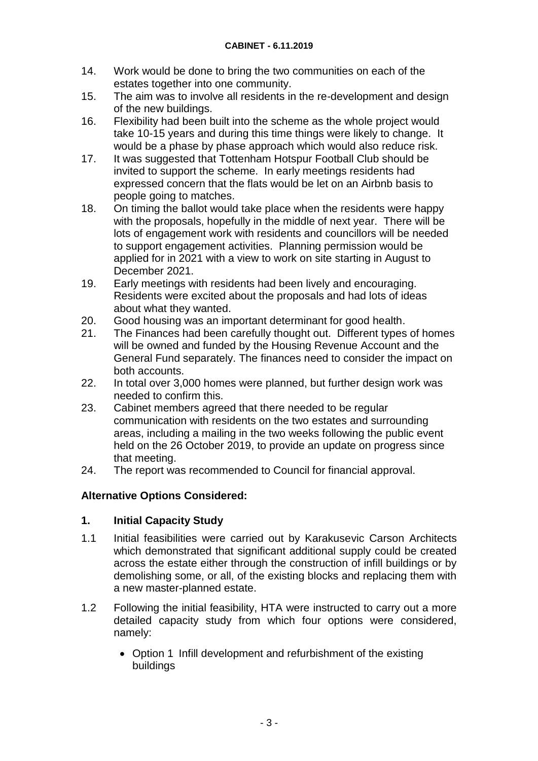14. Work would be done to bring the two communities on each of the estates together into one community.
15. The aim was to involve all residents in the re-development and design of the new buildings.
16. Flexibility had been built into the scheme as the whole project would take 10-15 years and during this time things were likely to change. It would be a phase by phase approach which would also reduce risk.
17. It was suggested that Tottenham Hotspur Football Club should be invited to support the scheme. In early meetings residents had expressed concern that the flats would be let on an Airbnb basis to people going to matches.
18. On timing the ballot would take place when the residents were happy with the proposals, hopefully in the middle of next year. There will be lots of engagement work with residents and councillors will be needed to support engagement activities. Planning permission would be applied for in 2021 with a view to work on site starting in August to December 2021.
19. Early meetings with residents had been lively and encouraging. Residents were excited about the proposals and had lots of ideas about what they wanted.
20. Good housing was an important determinant for good health.
21. The Finances had been carefully thought out. Different types of homes will be owned and funded by the Housing Revenue Account and the General Fund separately. The finances need to consider the impact on both accounts.
22. In total over 3,000 homes were planned, but further design work was needed to confirm this.
23. Cabinet members agreed that there needed to be regular communication with residents on the two estates and surrounding areas, including a mailing in the two weeks following the public event held on the 26 October 2019, to provide an update on progress since that meeting.
24. The report was recommended to Council for financial approval.

**Alternative Options Considered:**

**1. Initial Capacity Study**

1.1 Initial feasibilities were carried out by Karakusevic Carson Architects which demonstrated that significant additional supply could be created across the estate either through the construction of infill buildings or by demolishing some, or all, of the existing blocks and replacing them with a new master-planned estate.

1.2 Following the initial feasibility, HTA were instructed to carry out a more detailed capacity study from which four options were considered, namely:

- Option 1 Infill development and refurbishment of the existing buildings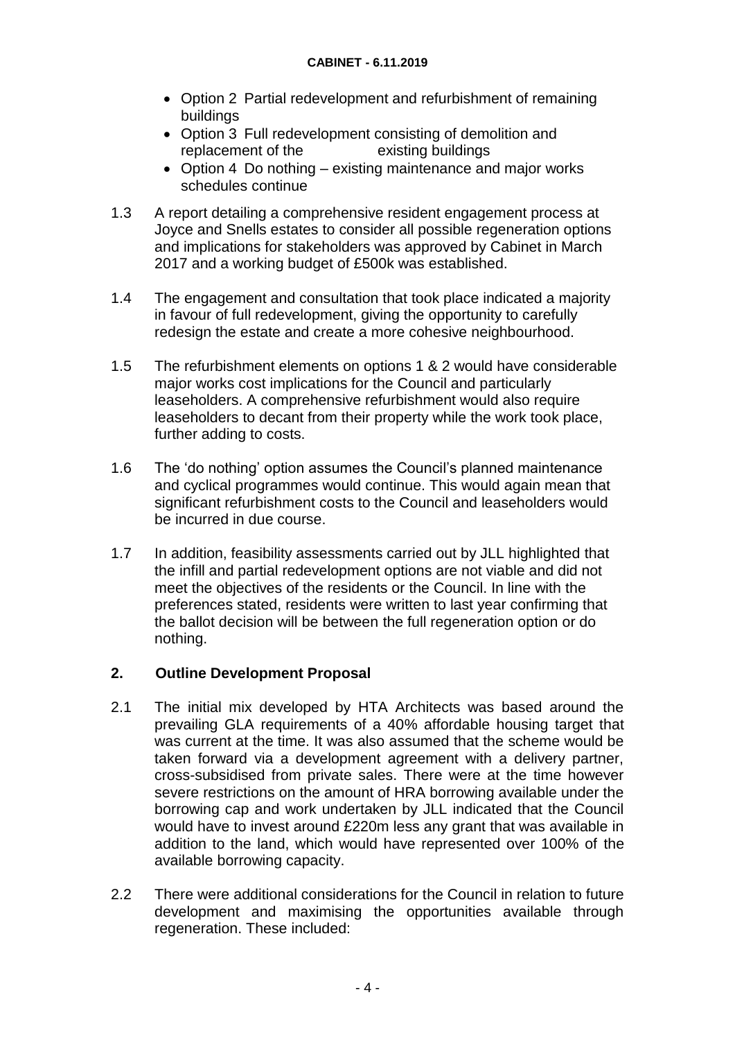- Option 2 Partial redevelopment and refurbishment of remaining buildings
- Option 3 Full redevelopment consisting of demolition and replacement of the existing buildings
- Option 4 Do nothing – existing maintenance and major works schedules continue

1.3 A report detailing a comprehensive resident engagement process at Joyce and Snells estates to consider all possible regeneration options and implications for stakeholders was approved by Cabinet in March 2017 and a working budget of £500k was established.

1.4 The engagement and consultation that took place indicated a majority in favour of full redevelopment, giving the opportunity to carefully redesign the estate and create a more cohesive neighbourhood.

1.5 The refurbishment elements on options 1 & 2 would have considerable major works cost implications for the Council and particularly leaseholders. A comprehensive refurbishment would also require leaseholders to decant from their property while the work took place, further adding to costs.

1.6 The 'do nothing' option assumes the Council's planned maintenance and cyclical programmes would continue. This would again mean that significant refurbishment costs to the Council and leaseholders would be incurred in due course.

1.7 In addition, feasibility assessments carried out by JLL highlighted that the infill and partial redevelopment options are not viable and did not meet the objectives of the residents or the Council. In line with the preferences stated, residents were written to last year confirming that the ballot decision will be between the full regeneration option or do nothing.

## 2. Outline Development Proposal

2.1 The initial mix developed by HTA Architects was based around the prevailing GLA requirements of a 40% affordable housing target that was current at the time. It was also assumed that the scheme would be taken forward via a development agreement with a delivery partner, cross-subsidised from private sales. There were at the time however severe restrictions on the amount of HRA borrowing available under the borrowing cap and work undertaken by JLL indicated that the Council would have to invest around £220m less any grant that was available in addition to the land, which would have represented over 100% of the available borrowing capacity.

2.2 There were additional considerations for the Council in relation to future development and maximising the opportunities available through regeneration. These included: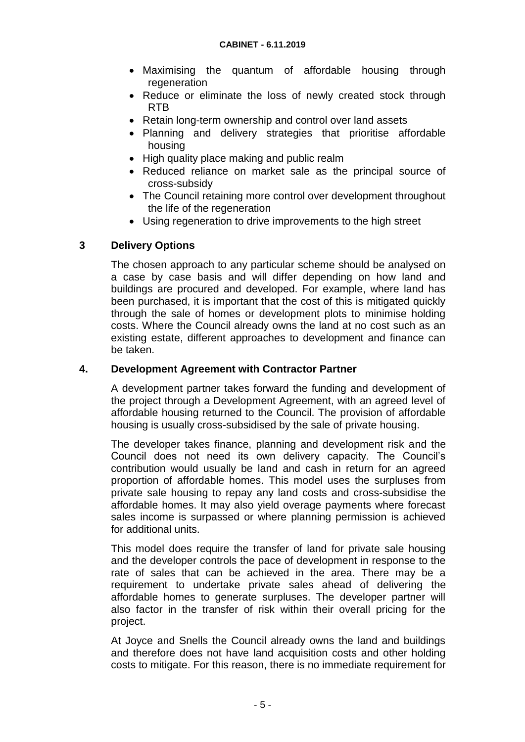- Maximising the quantum of affordable housing through regeneration
- Reduce or eliminate the loss of newly created stock through RTB
- Retain long-term ownership and control over land assets
- Planning and delivery strategies that prioritise affordable housing
- High quality place making and public realm
- Reduced reliance on market sale as the principal source of cross-subsidy
- The Council retaining more control over development throughout the life of the regeneration
- Using regeneration to drive improvements to the high street

## 3 Delivery Options

The chosen approach to any particular scheme should be analysed on a case by case basis and will differ depending on how land and buildings are procured and developed. For example, where land has been purchased, it is important that the cost of this is mitigated quickly through the sale of homes or development plots to minimise holding costs. Where the Council already owns the land at no cost such as an existing estate, different approaches to development and finance can be taken.

## 4. Development Agreement with Contractor Partner

A development partner takes forward the funding and development of the project through a Development Agreement, with an agreed level of affordable housing returned to the Council. The provision of affordable housing is usually cross-subsidised by the sale of private housing.

The developer takes finance, planning and development risk and the Council does not need its own delivery capacity. The Council's contribution would usually be land and cash in return for an agreed proportion of affordable homes. This model uses the surpluses from private sale housing to repay any land costs and cross-subsidise the affordable homes. It may also yield overage payments where forecast sales income is surpassed or where planning permission is achieved for additional units.

This model does require the transfer of land for private sale housing and the developer controls the pace of development in response to the rate of sales that can be achieved in the area. There may be a requirement to undertake private sales ahead of delivering the affordable homes to generate surpluses. The developer partner will also factor in the transfer of risk within their overall pricing for the project.

At Joyce and Snells the Council already owns the land and buildings and therefore does not have land acquisition costs and other holding costs to mitigate. For this reason, there is no immediate requirement for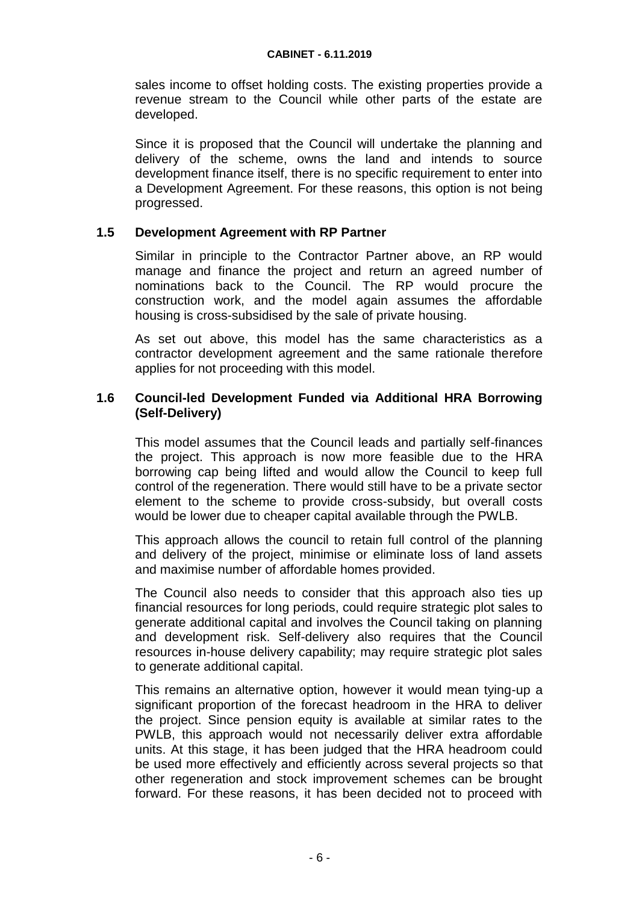sales income to offset holding costs. The existing properties provide a revenue stream to the Council while other parts of the estate are developed.

Since it is proposed that the Council will undertake the planning and delivery of the scheme, owns the land and intends to source development finance itself, there is no specific requirement to enter into a Development Agreement. For these reasons, this option is not being progressed.

### 1.5 Development Agreement with RP Partner

Similar in principle to the Contractor Partner above, an RP would manage and finance the project and return an agreed number of nominations back to the Council. The RP would procure the construction work, and the model again assumes the affordable housing is cross-subsidised by the sale of private housing.

As set out above, this model has the same characteristics as a contractor development agreement and the same rationale therefore applies for not proceeding with this model.

### 1.6 Council-led Development Funded via Additional HRA Borrowing (Self-Delivery)

This model assumes that the Council leads and partially self-finances the project. This approach is now more feasible due to the HRA borrowing cap being lifted and would allow the Council to keep full control of the regeneration. There would still have to be a private sector element to the scheme to provide cross-subsidy, but overall costs would be lower due to cheaper capital available through the PWLB.

This approach allows the council to retain full control of the planning and delivery of the project, minimise or eliminate loss of land assets and maximise number of affordable homes provided.

The Council also needs to consider that this approach also ties up financial resources for long periods, could require strategic plot sales to generate additional capital and involves the Council taking on planning and development risk. Self-delivery also requires that the Council resources in-house delivery capability; may require strategic plot sales to generate additional capital.

This remains an alternative option, however it would mean tying-up a significant proportion of the forecast headroom in the HRA to deliver the project. Since pension equity is available at similar rates to the PWLB, this approach would not necessarily deliver extra affordable units. At this stage, it has been judged that the HRA headroom could be used more effectively and efficiently across several projects so that other regeneration and stock improvement schemes can be brought forward. For these reasons, it has been decided not to proceed with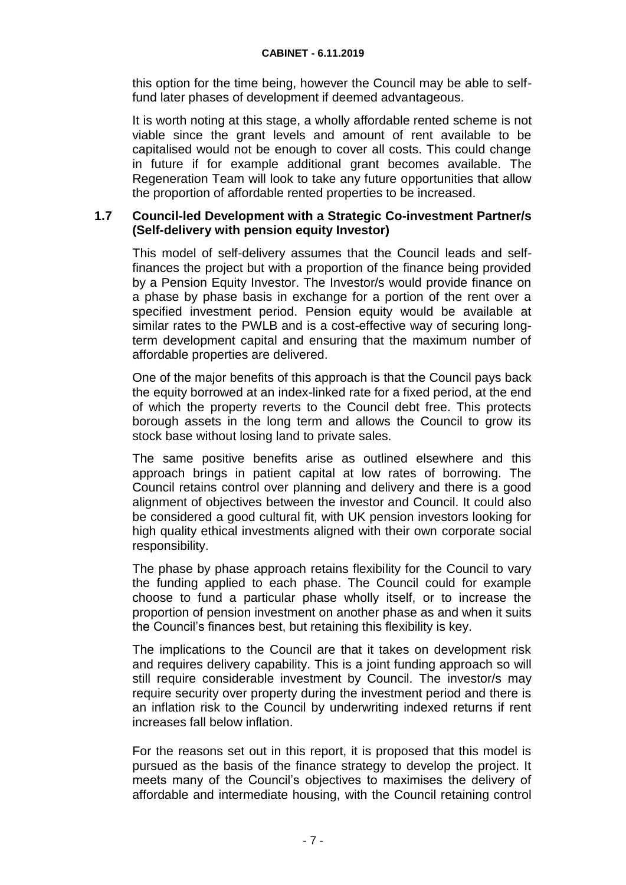this option for the time being, however the Council may be able to self-fund later phases of development if deemed advantageous.

It is worth noting at this stage, a wholly affordable rented scheme is not viable since the grant levels and amount of rent available to be capitalised would not be enough to cover all costs. This could change in future if for example additional grant becomes available. The Regeneration Team will look to take any future opportunities that allow the proportion of affordable rented properties to be increased.

### 1.7 Council-led Development with a Strategic Co-investment Partner/s (Self-delivery with pension equity Investor)

This model of self-delivery assumes that the Council leads and self-finances the project but with a proportion of the finance being provided by a Pension Equity Investor. The Investor/s would provide finance on a phase by phase basis in exchange for a portion of the rent over a specified investment period. Pension equity would be available at similar rates to the PWLB and is a cost-effective way of securing long-term development capital and ensuring that the maximum number of affordable properties are delivered.

One of the major benefits of this approach is that the Council pays back the equity borrowed at an index-linked rate for a fixed period, at the end of which the property reverts to the Council debt free. This protects borough assets in the long term and allows the Council to grow its stock base without losing land to private sales.

The same positive benefits arise as outlined elsewhere and this approach brings in patient capital at low rates of borrowing. The Council retains control over planning and delivery and there is a good alignment of objectives between the investor and Council. It could also be considered a good cultural fit, with UK pension investors looking for high quality ethical investments aligned with their own corporate social responsibility.

The phase by phase approach retains flexibility for the Council to vary the funding applied to each phase. The Council could for example choose to fund a particular phase wholly itself, or to increase the proportion of pension investment on another phase as and when it suits the Council's finances best, but retaining this flexibility is key.

The implications to the Council are that it takes on development risk and requires delivery capability. This is a joint funding approach so will still require considerable investment by Council. The investor/s may require security over property during the investment period and there is an inflation risk to the Council by underwriting indexed returns if rent increases fall below inflation.

For the reasons set out in this report, it is proposed that this model is pursued as the basis of the finance strategy to develop the project. It meets many of the Council's objectives to maximises the delivery of affordable and intermediate housing, with the Council retaining control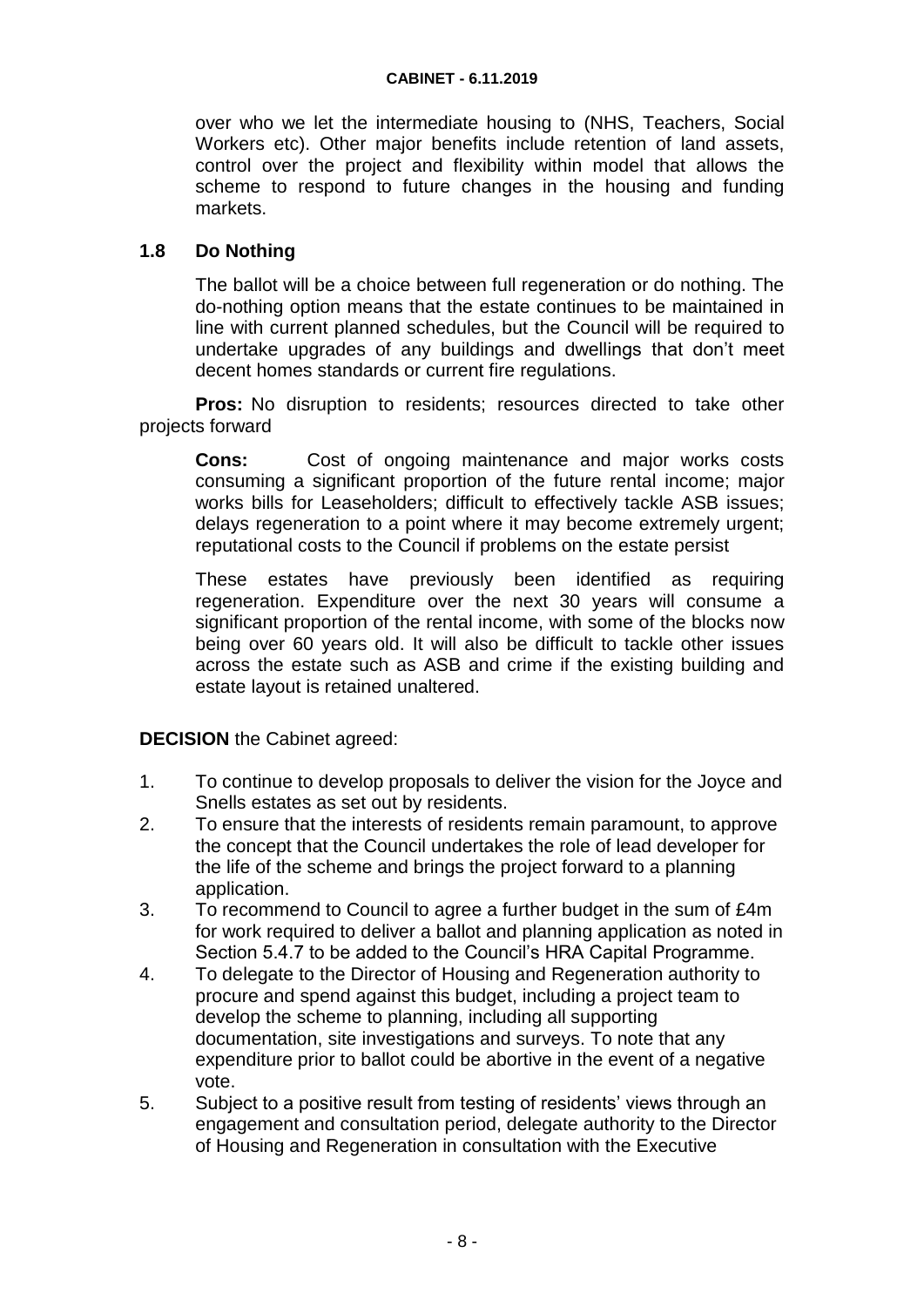over who we let the intermediate housing to (NHS, Teachers, Social Workers etc). Other major benefits include retention of land assets, control over the project and flexibility within model that allows the scheme to respond to future changes in the housing and funding markets.

### 1.8 Do Nothing

The ballot will be a choice between full regeneration or do nothing. The do-nothing option means that the estate continues to be maintained in line with current planned schedules, but the Council will be required to undertake upgrades of any buildings and dwellings that don't meet decent homes standards or current fire regulations.

**Pros:** No disruption to residents; resources directed to take other projects forward

**Cons:** Cost of ongoing maintenance and major works costs consuming a significant proportion of the future rental income; major works bills for Leaseholders; difficult to effectively tackle ASB issues; delays regeneration to a point where it may become extremely urgent; reputational costs to the Council if problems on the estate persist

These estates have previously been identified as requiring regeneration. Expenditure over the next 30 years will consume a significant proportion of the rental income, with some of the blocks now being over 60 years old. It will also be difficult to tackle other issues across the estate such as ASB and crime if the existing building and estate layout is retained unaltered.

**DECISION** the Cabinet agreed:

1. To continue to develop proposals to deliver the vision for the Joyce and Snells estates as set out by residents.
2. To ensure that the interests of residents remain paramount, to approve the concept that the Council undertakes the role of lead developer for the life of the scheme and brings the project forward to a planning application.
3. To recommend to Council to agree a further budget in the sum of £4m for work required to deliver a ballot and planning application as noted in Section 5.4.7 to be added to the Council's HRA Capital Programme.
4. To delegate to the Director of Housing and Regeneration authority to procure and spend against this budget, including a project team to develop the scheme to planning, including all supporting documentation, site investigations and surveys. To note that any expenditure prior to ballot could be abortive in the event of a negative vote.
5. Subject to a positive result from testing of residents' views through an engagement and consultation period, delegate authority to the Director of Housing and Regeneration in consultation with the Executive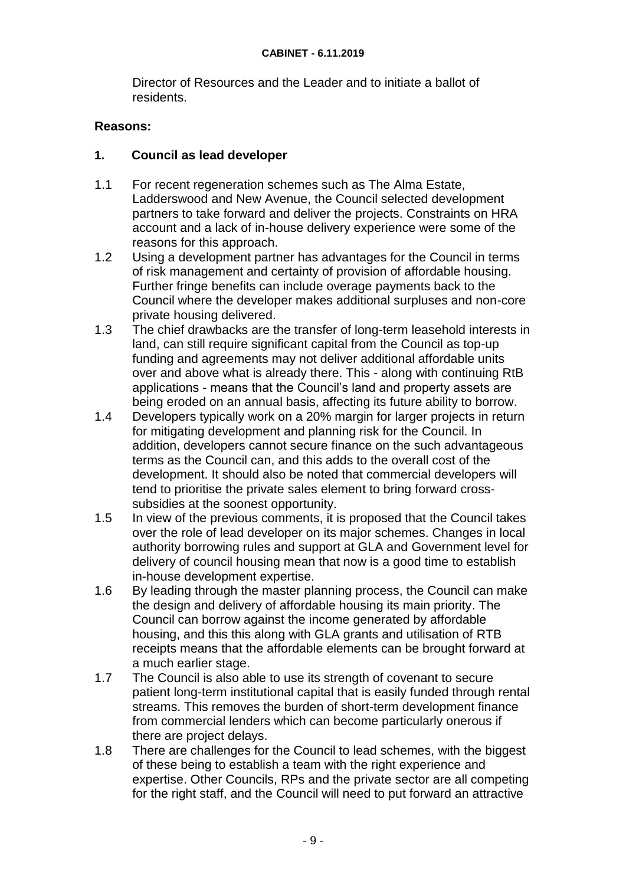Director of Resources and the Leader and to initiate a ballot of residents.

**Reasons:**

**1. Council as lead developer**

1.1 For recent regeneration schemes such as The Alma Estate, Ladderswood and New Avenue, the Council selected development partners to take forward and deliver the projects. Constraints on HRA account and a lack of in-house delivery experience were some of the reasons for this approach.

1.2 Using a development partner has advantages for the Council in terms of risk management and certainty of provision of affordable housing. Further fringe benefits can include overage payments back to the Council where the developer makes additional surpluses and non-core private housing delivered.

1.3 The chief drawbacks are the transfer of long-term leasehold interests in land, can still require significant capital from the Council as top-up funding and agreements may not deliver additional affordable units over and above what is already there. This - along with continuing RtB applications - means that the Council's land and property assets are being eroded on an annual basis, affecting its future ability to borrow.

1.4 Developers typically work on a 20% margin for larger projects in return for mitigating development and planning risk for the Council. In addition, developers cannot secure finance on the such advantageous terms as the Council can, and this adds to the overall cost of the development. It should also be noted that commercial developers will tend to prioritise the private sales element to bring forward cross-subsidies at the soonest opportunity.

1.5 In view of the previous comments, it is proposed that the Council takes over the role of lead developer on its major schemes. Changes in local authority borrowing rules and support at GLA and Government level for delivery of council housing mean that now is a good time to establish in-house development expertise.

1.6 By leading through the master planning process, the Council can make the design and delivery of affordable housing its main priority. The Council can borrow against the income generated by affordable housing, and this this along with GLA grants and utilisation of RTB receipts means that the affordable elements can be brought forward at a much earlier stage.

1.7 The Council is also able to use its strength of covenant to secure patient long-term institutional capital that is easily funded through rental streams. This removes the burden of short-term development finance from commercial lenders which can become particularly onerous if there are project delays.

1.8 There are challenges for the Council to lead schemes, with the biggest of these being to establish a team with the right experience and expertise. Other Councils, RPs and the private sector are all competing for the right staff, and the Council will need to put forward an attractive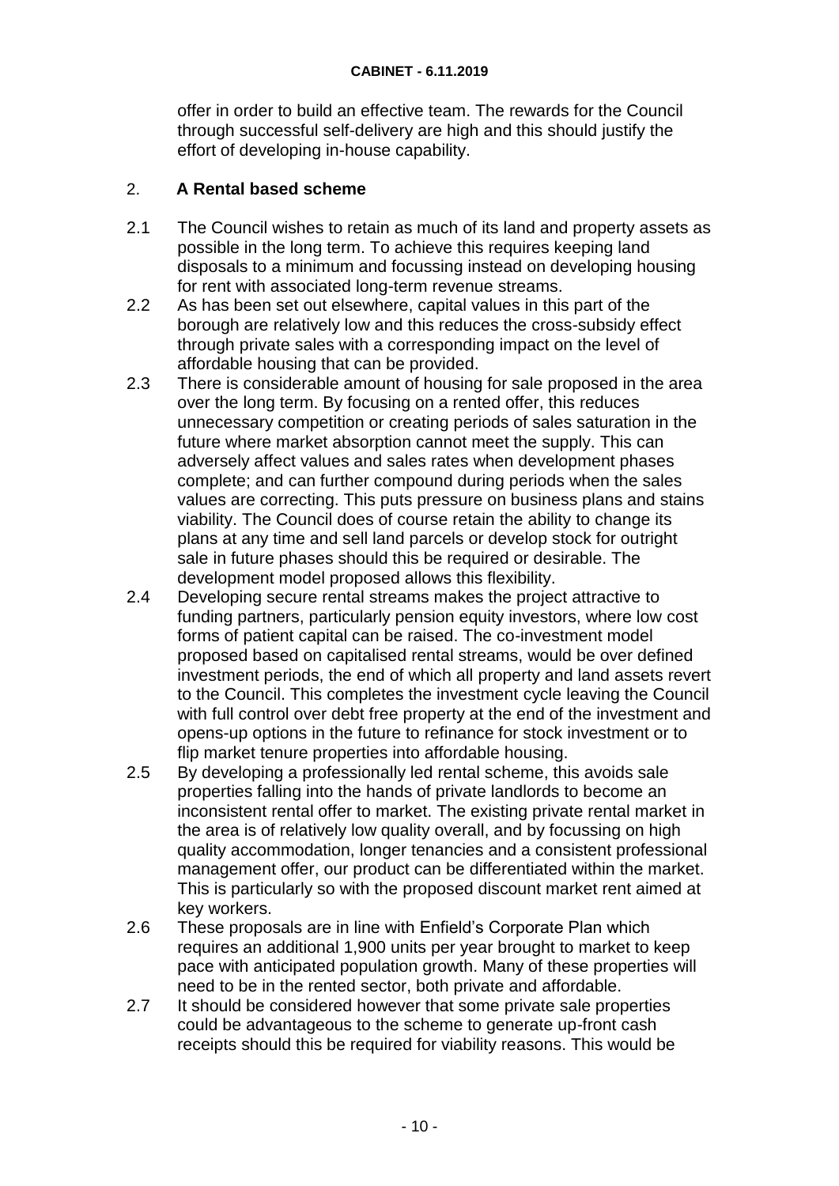offer in order to build an effective team. The rewards for the Council through successful self-delivery are high and this should justify the effort of developing in-house capability.

## 2. A Rental based scheme

2.1 The Council wishes to retain as much of its land and property assets as possible in the long term. To achieve this requires keeping land disposals to a minimum and focussing instead on developing housing for rent with associated long-term revenue streams.

2.2 As has been set out elsewhere, capital values in this part of the borough are relatively low and this reduces the cross-subsidy effect through private sales with a corresponding impact on the level of affordable housing that can be provided.

2.3 There is considerable amount of housing for sale proposed in the area over the long term. By focusing on a rented offer, this reduces unnecessary competition or creating periods of sales saturation in the future where market absorption cannot meet the supply. This can adversely affect values and sales rates when development phases complete; and can further compound during periods when the sales values are correcting. This puts pressure on business plans and stains viability. The Council does of course retain the ability to change its plans at any time and sell land parcels or develop stock for outright sale in future phases should this be required or desirable. The development model proposed allows this flexibility.

2.4 Developing secure rental streams makes the project attractive to funding partners, particularly pension equity investors, where low cost forms of patient capital can be raised. The co-investment model proposed based on capitalised rental streams, would be over defined investment periods, the end of which all property and land assets revert to the Council. This completes the investment cycle leaving the Council with full control over debt free property at the end of the investment and opens-up options in the future to refinance for stock investment or to flip market tenure properties into affordable housing.

2.5 By developing a professionally led rental scheme, this avoids sale properties falling into the hands of private landlords to become an inconsistent rental offer to market. The existing private rental market in the area is of relatively low quality overall, and by focussing on high quality accommodation, longer tenancies and a consistent professional management offer, our product can be differentiated within the market. This is particularly so with the proposed discount market rent aimed at key workers.

2.6 These proposals are in line with Enfield's Corporate Plan which requires an additional 1,900 units per year brought to market to keep pace with anticipated population growth. Many of these properties will need to be in the rented sector, both private and affordable.

2.7 It should be considered however that some private sale properties could be advantageous to the scheme to generate up-front cash receipts should this be required for viability reasons. This would be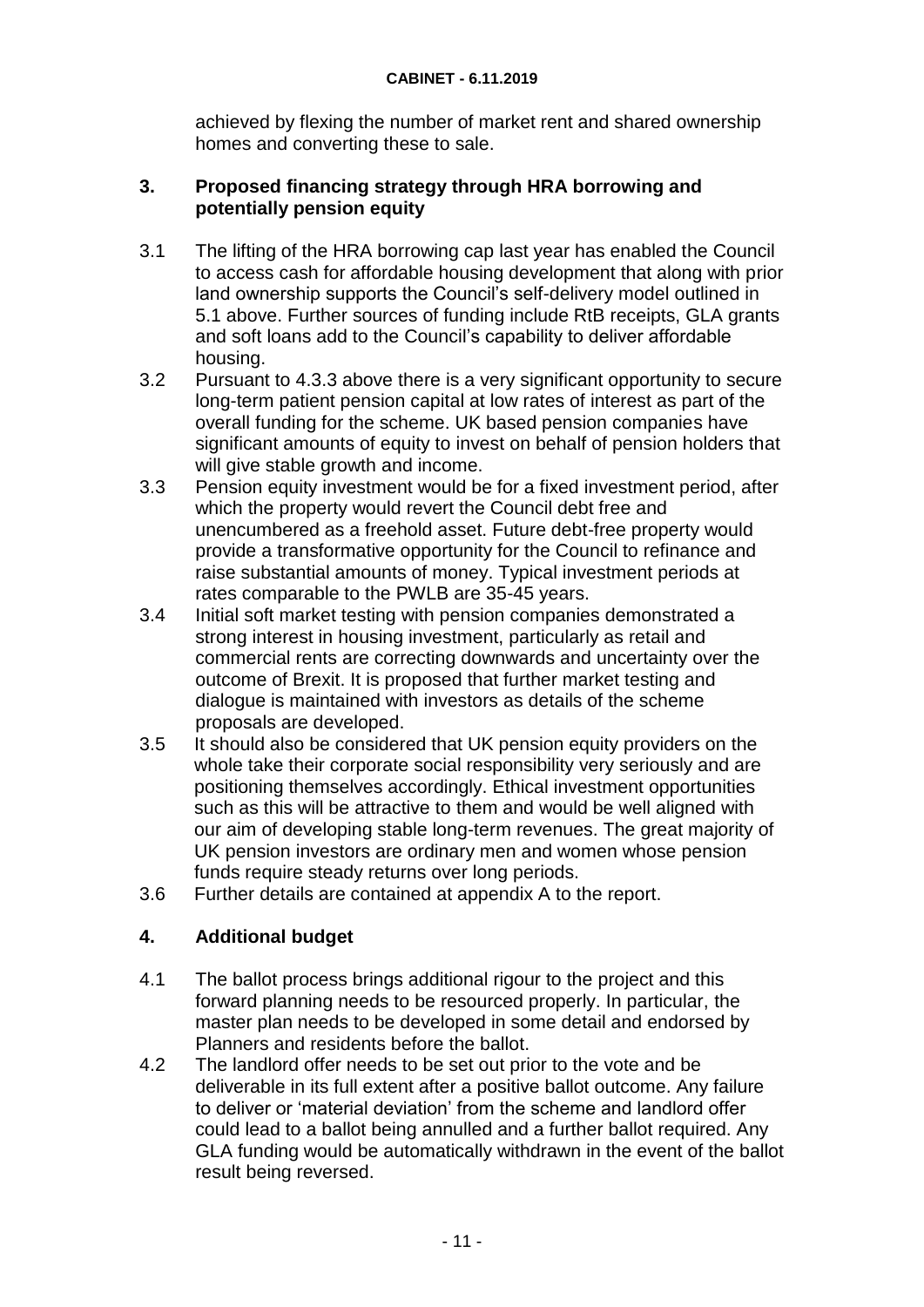achieved by flexing the number of market rent and shared ownership homes and converting these to sale.

## 3. Proposed financing strategy through HRA borrowing and potentially pension equity

3.1 The lifting of the HRA borrowing cap last year has enabled the Council to access cash for affordable housing development that along with prior land ownership supports the Council's self-delivery model outlined in 5.1 above. Further sources of funding include RtB receipts, GLA grants and soft loans add to the Council's capability to deliver affordable housing.

3.2 Pursuant to 4.3.3 above there is a very significant opportunity to secure long-term patient pension capital at low rates of interest as part of the overall funding for the scheme. UK based pension companies have significant amounts of equity to invest on behalf of pension holders that will give stable growth and income.

3.3 Pension equity investment would be for a fixed investment period, after which the property would revert the Council debt free and unencumbered as a freehold asset. Future debt-free property would provide a transformative opportunity for the Council to refinance and raise substantial amounts of money. Typical investment periods at rates comparable to the PWLB are 35-45 years.

3.4 Initial soft market testing with pension companies demonstrated a strong interest in housing investment, particularly as retail and commercial rents are correcting downwards and uncertainty over the outcome of Brexit. It is proposed that further market testing and dialogue is maintained with investors as details of the scheme proposals are developed.

3.5 It should also be considered that UK pension equity providers on the whole take their corporate social responsibility very seriously and are positioning themselves accordingly. Ethical investment opportunities such as this will be attractive to them and would be well aligned with our aim of developing stable long-term revenues. The great majority of UK pension investors are ordinary men and women whose pension funds require steady returns over long periods.

3.6 Further details are contained at appendix A to the report.

## 4. Additional budget

4.1 The ballot process brings additional rigour to the project and this forward planning needs to be resourced properly. In particular, the master plan needs to be developed in some detail and endorsed by Planners and residents before the ballot.

4.2 The landlord offer needs to be set out prior to the vote and be deliverable in its full extent after a positive ballot outcome. Any failure to deliver or 'material deviation' from the scheme and landlord offer could lead to a ballot being annulled and a further ballot required. Any GLA funding would be automatically withdrawn in the event of the ballot result being reversed.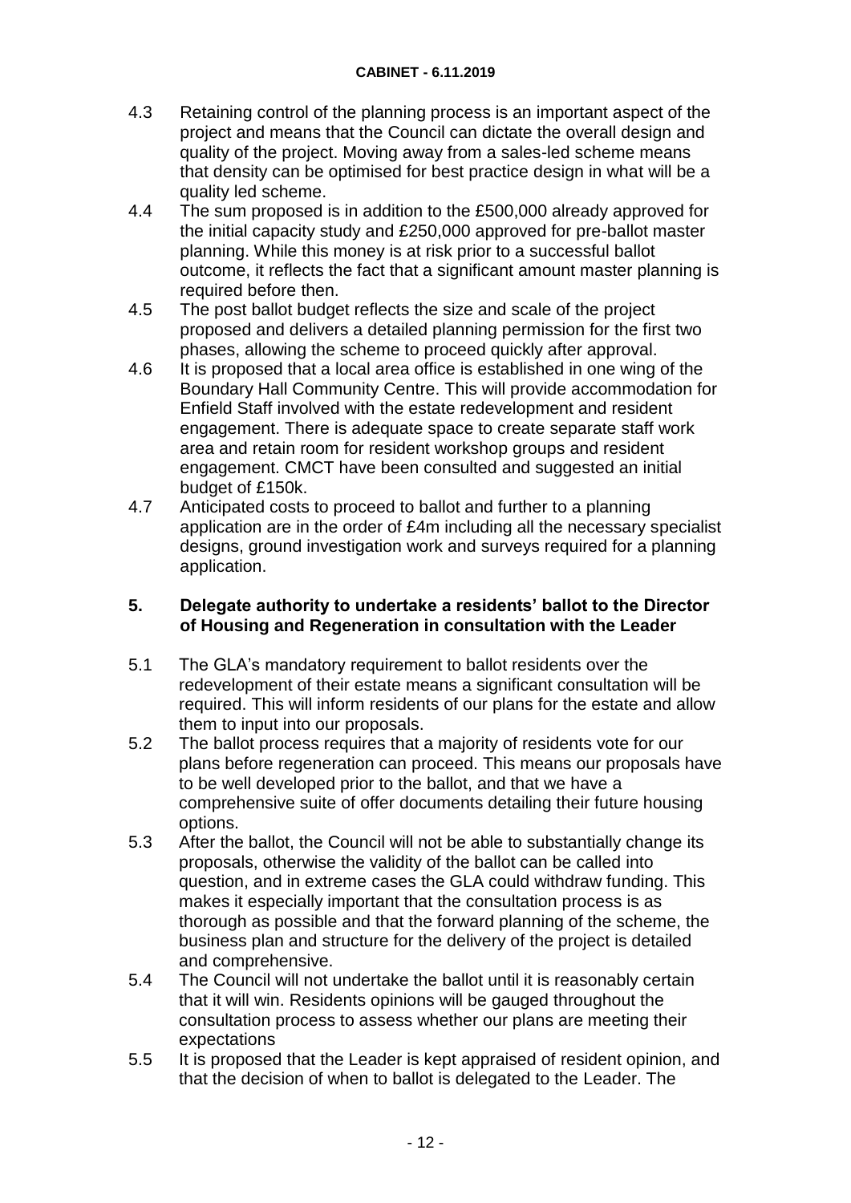4.3 Retaining control of the planning process is an important aspect of the project and means that the Council can dictate the overall design and quality of the project. Moving away from a sales-led scheme means that density can be optimised for best practice design in what will be a quality led scheme.

4.4 The sum proposed is in addition to the £500,000 already approved for the initial capacity study and £250,000 approved for pre-ballot master planning. While this money is at risk prior to a successful ballot outcome, it reflects the fact that a significant amount master planning is required before then.

4.5 The post ballot budget reflects the size and scale of the project proposed and delivers a detailed planning permission for the first two phases, allowing the scheme to proceed quickly after approval.

4.6 It is proposed that a local area office is established in one wing of the Boundary Hall Community Centre. This will provide accommodation for Enfield Staff involved with the estate redevelopment and resident engagement. There is adequate space to create separate staff work area and retain room for resident workshop groups and resident engagement. CMCT have been consulted and suggested an initial budget of £150k.

4.7 Anticipated costs to proceed to ballot and further to a planning application are in the order of £4m including all the necessary specialist designs, ground investigation work and surveys required for a planning application.

## 5. Delegate authority to undertake a residents' ballot to the Director of Housing and Regeneration in consultation with the Leader

5.1 The GLA's mandatory requirement to ballot residents over the redevelopment of their estate means a significant consultation will be required. This will inform residents of our plans for the estate and allow them to input into our proposals.

5.2 The ballot process requires that a majority of residents vote for our plans before regeneration can proceed. This means our proposals have to be well developed prior to the ballot, and that we have a comprehensive suite of offer documents detailing their future housing options.

5.3 After the ballot, the Council will not be able to substantially change its proposals, otherwise the validity of the ballot can be called into question, and in extreme cases the GLA could withdraw funding. This makes it especially important that the consultation process is as thorough as possible and that the forward planning of the scheme, the business plan and structure for the delivery of the project is detailed and comprehensive.

5.4 The Council will not undertake the ballot until it is reasonably certain that it will win. Residents opinions will be gauged throughout the consultation process to assess whether our plans are meeting their expectations

5.5 It is proposed that the Leader is kept appraised of resident opinion, and that the decision of when to ballot is delegated to the Leader. The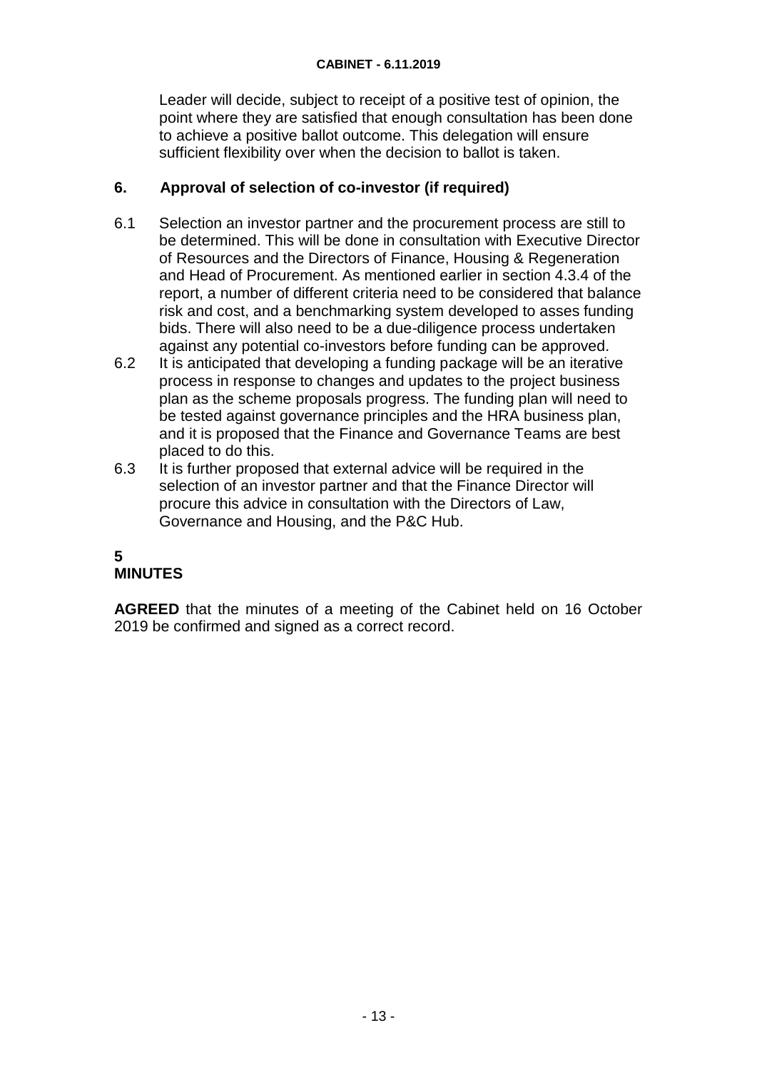Leader will decide, subject to receipt of a positive test of opinion, the point where they are satisfied that enough consultation has been done to achieve a positive ballot outcome. This delegation will ensure sufficient flexibility over when the decision to ballot is taken.

## 6. Approval of selection of co-investor (if required)

6.1 Selection an investor partner and the procurement process are still to be determined. This will be done in consultation with Executive Director of Resources and the Directors of Finance, Housing & Regeneration and Head of Procurement. As mentioned earlier in section 4.3.4 of the report, a number of different criteria need to be considered that balance risk and cost, and a benchmarking system developed to asses funding bids. There will also need to be a due-diligence process undertaken against any potential co-investors before funding can be approved.

6.2 It is anticipated that developing a funding package will be an iterative process in response to changes and updates to the project business plan as the scheme proposals progress. The funding plan will need to be tested against governance principles and the HRA business plan, and it is proposed that the Finance and Governance Teams are best placed to do this.

6.3 It is further proposed that external advice will be required in the selection of an investor partner and that the Finance Director will procure this advice in consultation with the Directors of Law, Governance and Housing, and the P&C Hub.

## 5
## MINUTES

**AGREED** that the minutes of a meeting of the Cabinet held on 16 October 2019 be confirmed and signed as a correct record.